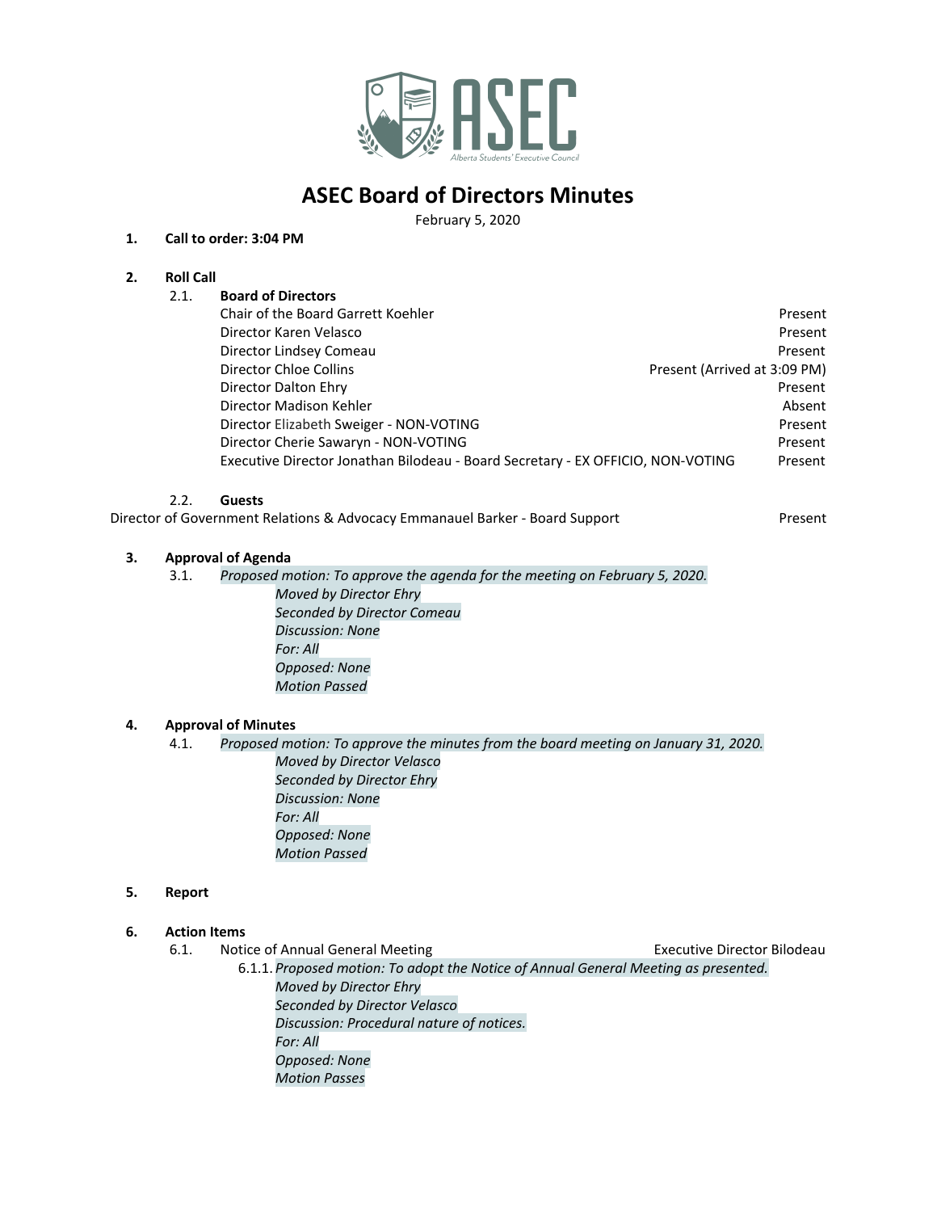# ASEC Board of Directors Minutes

February 5, 2020

1. **Call to order: 3:04 PM**

2. **Roll Call**

   2.1. **Board of Directors**

| | |
|---|---|
| Chair of the Board Garrett Koehler | Present |
| Director Karen Velasco | Present |
| Director Lindsey Comeau | Present |
| Director Chloe Collins | Present (Arrived at 3:09 PM) |
| Director Dalton Ehry | Present |
| Director Madison Kehler | Absent |
| Director Elizabeth Sweiger - NON-VOTING | Present |
| Director Cherie Sawaryn - NON-VOTING | Present |
| Executive Director Jonathan Bilodeau - Board Secretary - EX OFFICIO, NON-VOTING | Present |

   2.2. **Guests**

| | |
|---|---|
| Director of Government Relations & Advocacy Emmanauel Barker - Board Support | Present |

3. **Approval of Agenda**

   3.1. *Proposed motion: To approve the agenda for the meeting on February 5, 2020.*
   *Moved by Director Ehry*
   *Seconded by Director Comeau*
   *Discussion: None*
   *For: All*
   *Opposed: None*
   *Motion Passed*

4. **Approval of Minutes**

   4.1. *Proposed motion: To approve the minutes from the board meeting on January 31, 2020.*
   *Moved by Director Velasco*
   *Seconded by Director Ehry*
   *Discussion: None*
   *For: All*
   *Opposed: None*
   *Motion Passed*

5. **Report**

6. **Action Items**

   6.1. Notice of Annual General Meeting — Executive Director Bilodeau

   6.1.1. *Proposed motion: To adopt the Notice of Annual General Meeting as presented.*
   *Moved by Director Ehry*
   *Seconded by Director Velasco*
   *Discussion: Procedural nature of notices.*
   *For: All*
   *Opposed: None*
   *Motion Passes*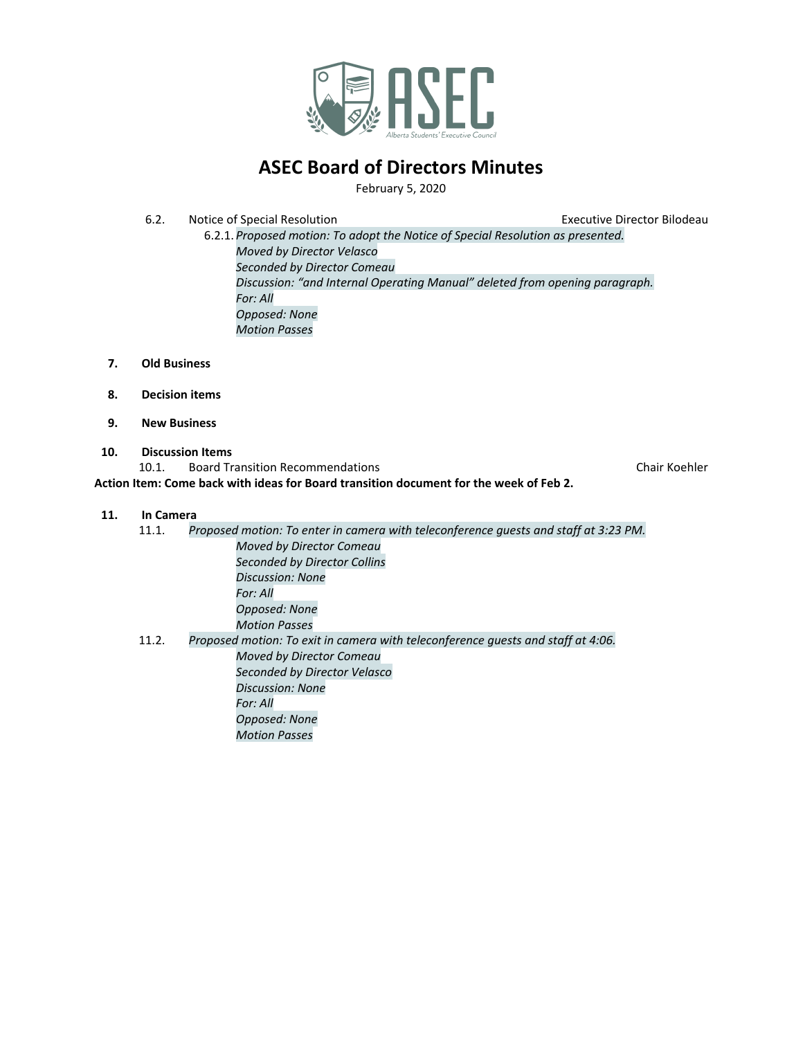# ASEC Board of Directors Minutes

February 5, 2020

6.2. Notice of Special Resolution — Executive Director Bilodeau

6.2.1. *Proposed motion: To adopt the Notice of Special Resolution as presented.*
*Moved by Director Velasco*
*Seconded by Director Comeau*
*Discussion: "and Internal Operating Manual" deleted from opening paragraph.*
*For: All*
*Opposed: None*
*Motion Passes*

**7. Old Business**

**8. Decision items**

**9. New Business**

**10. Discussion Items**

10.1. Board Transition Recommendations — Chair Koehler

**Action Item: Come back with ideas for Board transition document for the week of Feb 2.**

**11. In Camera**

11.1. *Proposed motion: To enter in camera with teleconference guests and staff at 3:23 PM.*
*Moved by Director Comeau*
*Seconded by Director Collins*
*Discussion: None*
*For: All*
*Opposed: None*
*Motion Passes*

11.2. *Proposed motion: To exit in camera with teleconference guests and staff at 4:06.*
*Moved by Director Comeau*
*Seconded by Director Velasco*
*Discussion: None*
*For: All*
*Opposed: None*
*Motion Passes*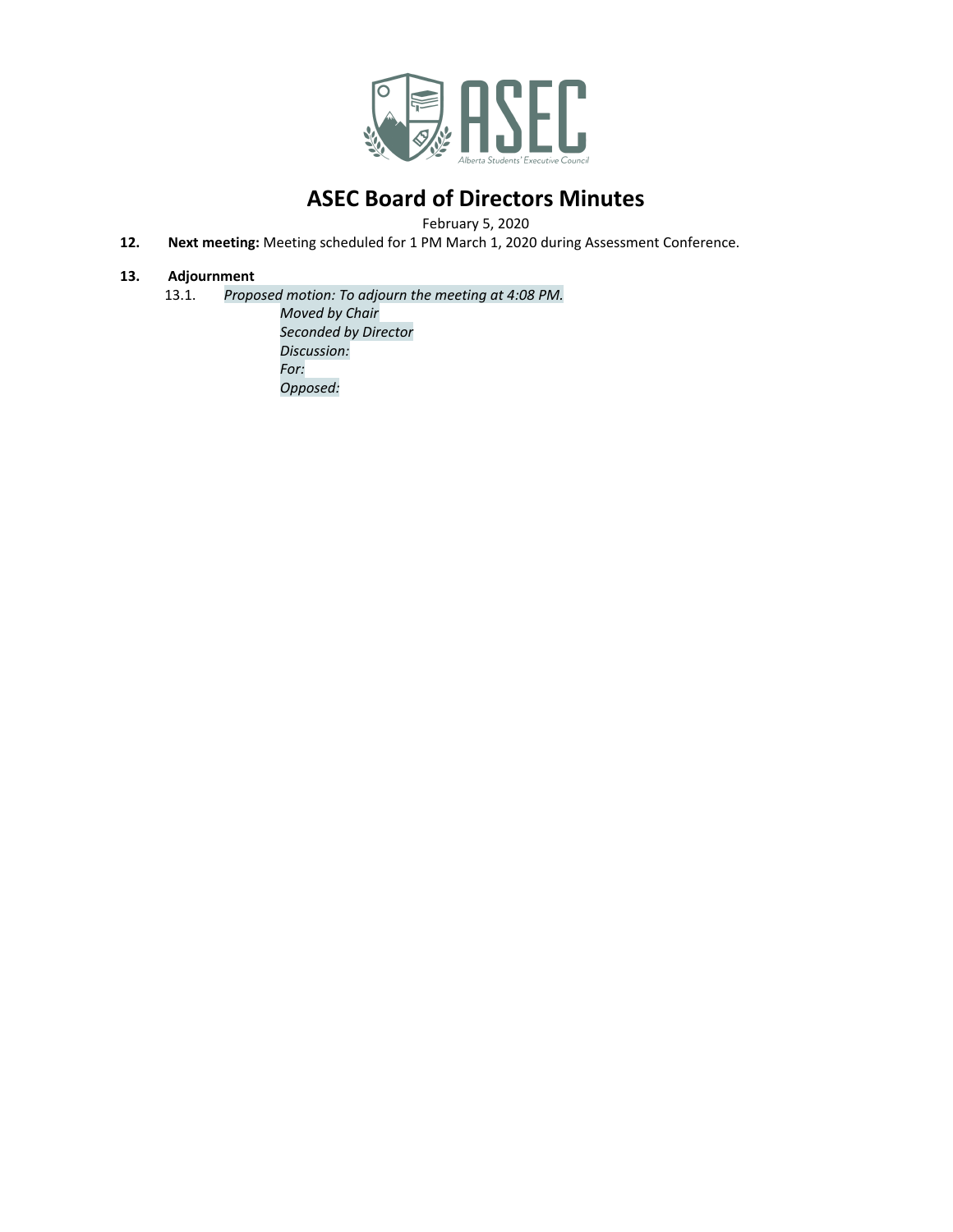# ASEC Board of Directors Minutes

February 5, 2020

**12. Next meeting:** Meeting scheduled for 1 PM March 1, 2020 during Assessment Conference.

**13. Adjournment**

13.1. *Proposed motion: To adjourn the meeting at 4:08 PM.*

*Moved by Chair*
*Seconded by Director*
*Discussion:*
*For:*
*Opposed:*